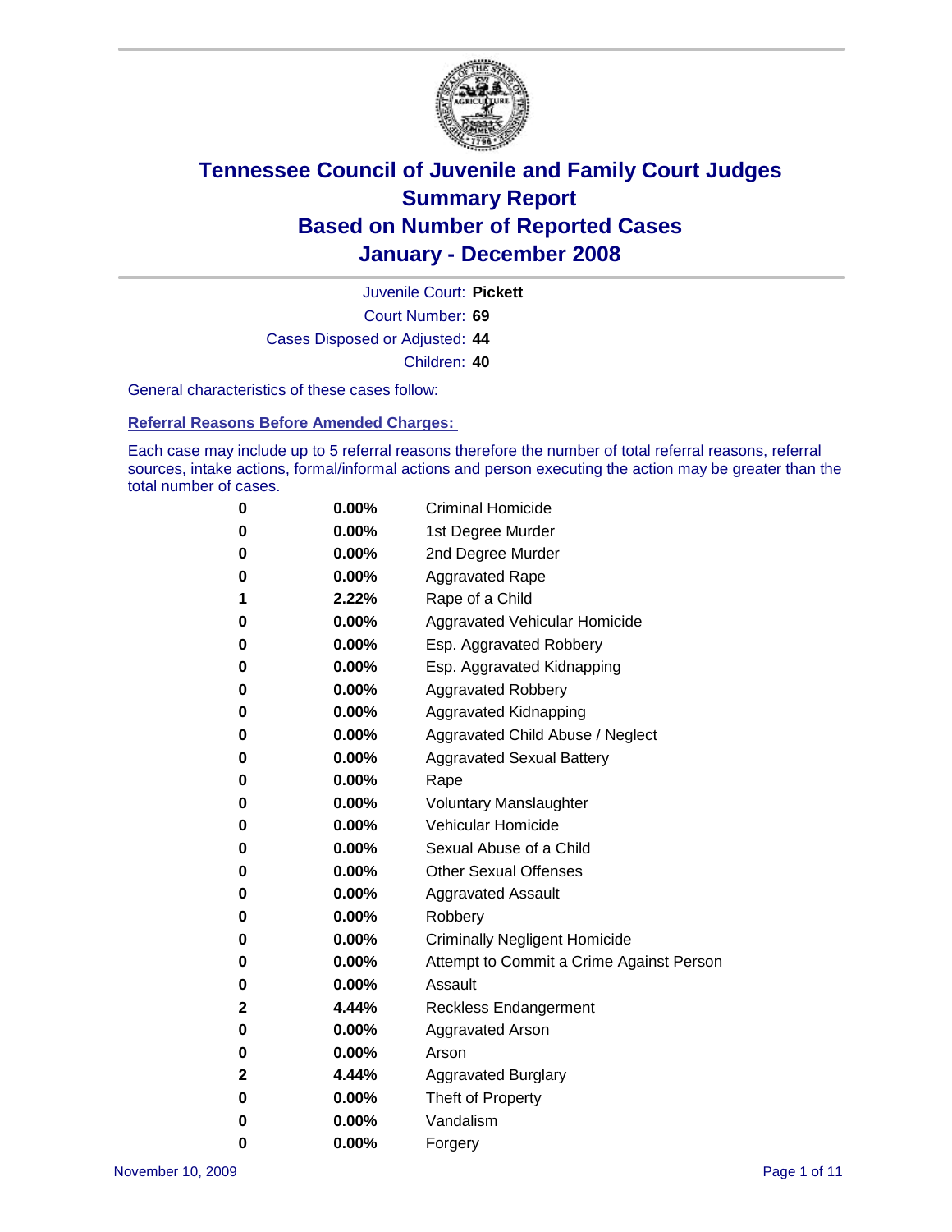# Tennessee Council of Juvenile and Family Court Judges
# Summary Report
# Based on Number of Reported Cases
# January - December 2008

Juvenile Court: **Pickett**

Court Number: **69**

Cases Disposed or Adjusted: **44**

Children: **40**

General characteristics of these cases follow:

**Referral Reasons Before Amended Charges:**

Each case may include up to 5 referral reasons therefore the number of total referral reasons, referral sources, intake actions, formal/informal actions and person executing the action may be greater than the total number of cases.

| Count | Percent | Referral Reason |
|---|---|---|
| 0 | 0.00% | Criminal Homicide |
| 0 | 0.00% | 1st Degree Murder |
| 0 | 0.00% | 2nd Degree Murder |
| 0 | 0.00% | Aggravated Rape |
| 1 | 2.22% | Rape of a Child |
| 0 | 0.00% | Aggravated Vehicular Homicide |
| 0 | 0.00% | Esp. Aggravated Robbery |
| 0 | 0.00% | Esp. Aggravated Kidnapping |
| 0 | 0.00% | Aggravated Robbery |
| 0 | 0.00% | Aggravated Kidnapping |
| 0 | 0.00% | Aggravated Child Abuse / Neglect |
| 0 | 0.00% | Aggravated Sexual Battery |
| 0 | 0.00% | Rape |
| 0 | 0.00% | Voluntary Manslaughter |
| 0 | 0.00% | Vehicular Homicide |
| 0 | 0.00% | Sexual Abuse of a Child |
| 0 | 0.00% | Other Sexual Offenses |
| 0 | 0.00% | Aggravated Assault |
| 0 | 0.00% | Robbery |
| 0 | 0.00% | Criminally Negligent Homicide |
| 0 | 0.00% | Attempt to Commit a Crime Against Person |
| 0 | 0.00% | Assault |
| 2 | 4.44% | Reckless Endangerment |
| 0 | 0.00% | Aggravated Arson |
| 0 | 0.00% | Arson |
| 2 | 4.44% | Aggravated Burglary |
| 0 | 0.00% | Theft of Property |
| 0 | 0.00% | Vandalism |
| 0 | 0.00% | Forgery |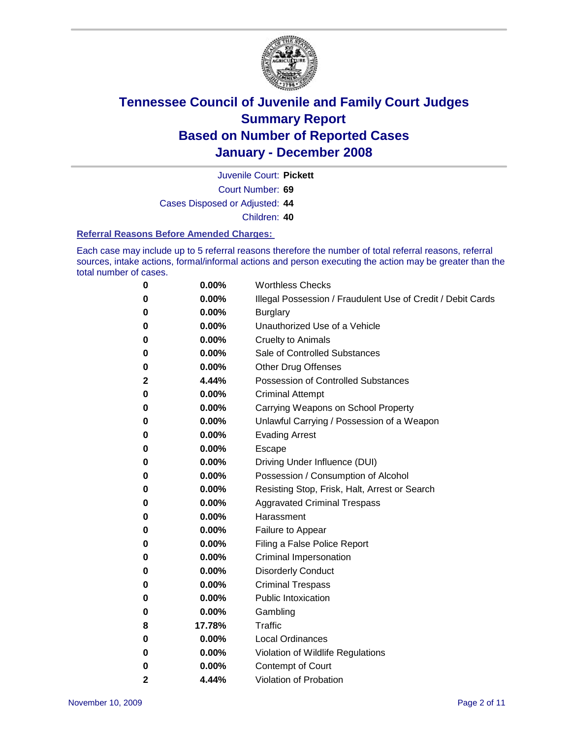# Tennessee Council of Juvenile and Family Court Judges
# Summary Report
# Based on Number of Reported Cases
# January - December 2008

Juvenile Court: **Pickett**

Court Number: **69**

Cases Disposed or Adjusted: **44**

Children: **40**

### Referral Reasons Before Amended Charges:

Each case may include up to 5 referral reasons therefore the number of total referral reasons, referral sources, intake actions, formal/informal actions and person executing the action may be greater than the total number of cases.

| | | |
|---|---|---|
| 0 | 0.00% | Worthless Checks |
| 0 | 0.00% | Illegal Possession / Fraudulent Use of Credit / Debit Cards |
| 0 | 0.00% | Burglary |
| 0 | 0.00% | Unauthorized Use of a Vehicle |
| 0 | 0.00% | Cruelty to Animals |
| 0 | 0.00% | Sale of Controlled Substances |
| 0 | 0.00% | Other Drug Offenses |
| 2 | 4.44% | Possession of Controlled Substances |
| 0 | 0.00% | Criminal Attempt |
| 0 | 0.00% | Carrying Weapons on School Property |
| 0 | 0.00% | Unlawful Carrying / Possession of a Weapon |
| 0 | 0.00% | Evading Arrest |
| 0 | 0.00% | Escape |
| 0 | 0.00% | Driving Under Influence (DUI) |
| 0 | 0.00% | Possession / Consumption of Alcohol |
| 0 | 0.00% | Resisting Stop, Frisk, Halt, Arrest or Search |
| 0 | 0.00% | Aggravated Criminal Trespass |
| 0 | 0.00% | Harassment |
| 0 | 0.00% | Failure to Appear |
| 0 | 0.00% | Filing a False Police Report |
| 0 | 0.00% | Criminal Impersonation |
| 0 | 0.00% | Disorderly Conduct |
| 0 | 0.00% | Criminal Trespass |
| 0 | 0.00% | Public Intoxication |
| 0 | 0.00% | Gambling |
| 8 | 17.78% | Traffic |
| 0 | 0.00% | Local Ordinances |
| 0 | 0.00% | Violation of Wildlife Regulations |
| 0 | 0.00% | Contempt of Court |
| 2 | 4.44% | Violation of Probation |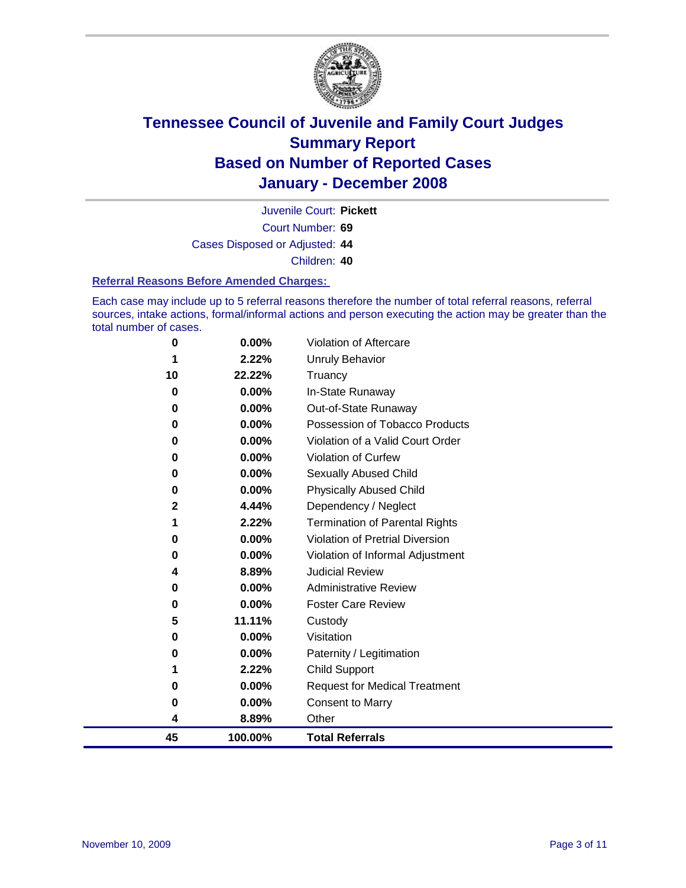# Tennessee Council of Juvenile and Family Court Judges
## Summary Report
## Based on Number of Reported Cases
## January - December 2008

Juvenile Court: **Pickett**

Court Number: **69**

Cases Disposed or Adjusted: **44**

Children: **40**

### Referral Reasons Before Amended Charges:

Each case may include up to 5 referral reasons therefore the number of total referral reasons, referral sources, intake actions, formal/informal actions and person executing the action may be greater than the total number of cases.

| Count | Percent | Referral Reason |
|---|---|---|
| 0 | 0.00% | Violation of Aftercare |
| 1 | 2.22% | Unruly Behavior |
| 10 | 22.22% | Truancy |
| 0 | 0.00% | In-State Runaway |
| 0 | 0.00% | Out-of-State Runaway |
| 0 | 0.00% | Possession of Tobacco Products |
| 0 | 0.00% | Violation of a Valid Court Order |
| 0 | 0.00% | Violation of Curfew |
| 0 | 0.00% | Sexually Abused Child |
| 0 | 0.00% | Physically Abused Child |
| 2 | 4.44% | Dependency / Neglect |
| 1 | 2.22% | Termination of Parental Rights |
| 0 | 0.00% | Violation of Pretrial Diversion |
| 0 | 0.00% | Violation of Informal Adjustment |
| 4 | 8.89% | Judicial Review |
| 0 | 0.00% | Administrative Review |
| 0 | 0.00% | Foster Care Review |
| 5 | 11.11% | Custody |
| 0 | 0.00% | Visitation |
| 0 | 0.00% | Paternity / Legitimation |
| 1 | 2.22% | Child Support |
| 0 | 0.00% | Request for Medical Treatment |
| 0 | 0.00% | Consent to Marry |
| 4 | 8.89% | Other |
| **45** | **100.00%** | **Total Referrals** |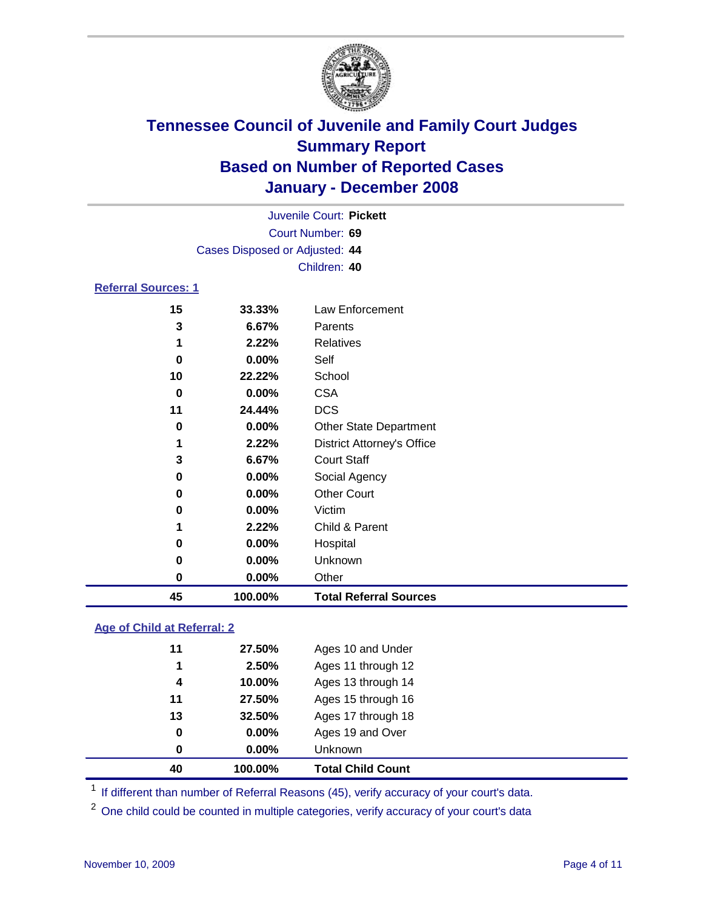# Tennessee Council of Juvenile and Family Court Judges
## Summary Report
## Based on Number of Reported Cases
## January - December 2008

Juvenile Court: **Pickett**
Court Number: **69**
Cases Disposed or Adjusted: **44**
Children: **40**

### Referral Sources: 1

| | | |
|---|---|---|
| 15 | 33.33% | Law Enforcement |
| 3 | 6.67% | Parents |
| 1 | 2.22% | Relatives |
| 0 | 0.00% | Self |
| 10 | 22.22% | School |
| 0 | 0.00% | CSA |
| 11 | 24.44% | DCS |
| 0 | 0.00% | Other State Department |
| 1 | 2.22% | District Attorney's Office |
| 3 | 6.67% | Court Staff |
| 0 | 0.00% | Social Agency |
| 0 | 0.00% | Other Court |
| 0 | 0.00% | Victim |
| 1 | 2.22% | Child & Parent |
| 0 | 0.00% | Hospital |
| 0 | 0.00% | Unknown |
| 0 | 0.00% | Other |
| **45** | **100.00%** | **Total Referral Sources** |

### Age of Child at Referral: 2

| | | |
|---|---|---|
| 11 | 27.50% | Ages 10 and Under |
| 1 | 2.50% | Ages 11 through 12 |
| 4 | 10.00% | Ages 13 through 14 |
| 11 | 27.50% | Ages 15 through 16 |
| 13 | 32.50% | Ages 17 through 18 |
| 0 | 0.00% | Ages 19 and Over |
| 0 | 0.00% | Unknown |
| **40** | **100.00%** | **Total Child Count** |

[1] If different than number of Referral Reasons (45), verify accuracy of your court's data.

[2] One child could be counted in multiple categories, verify accuracy of your court's data

November 10, 2009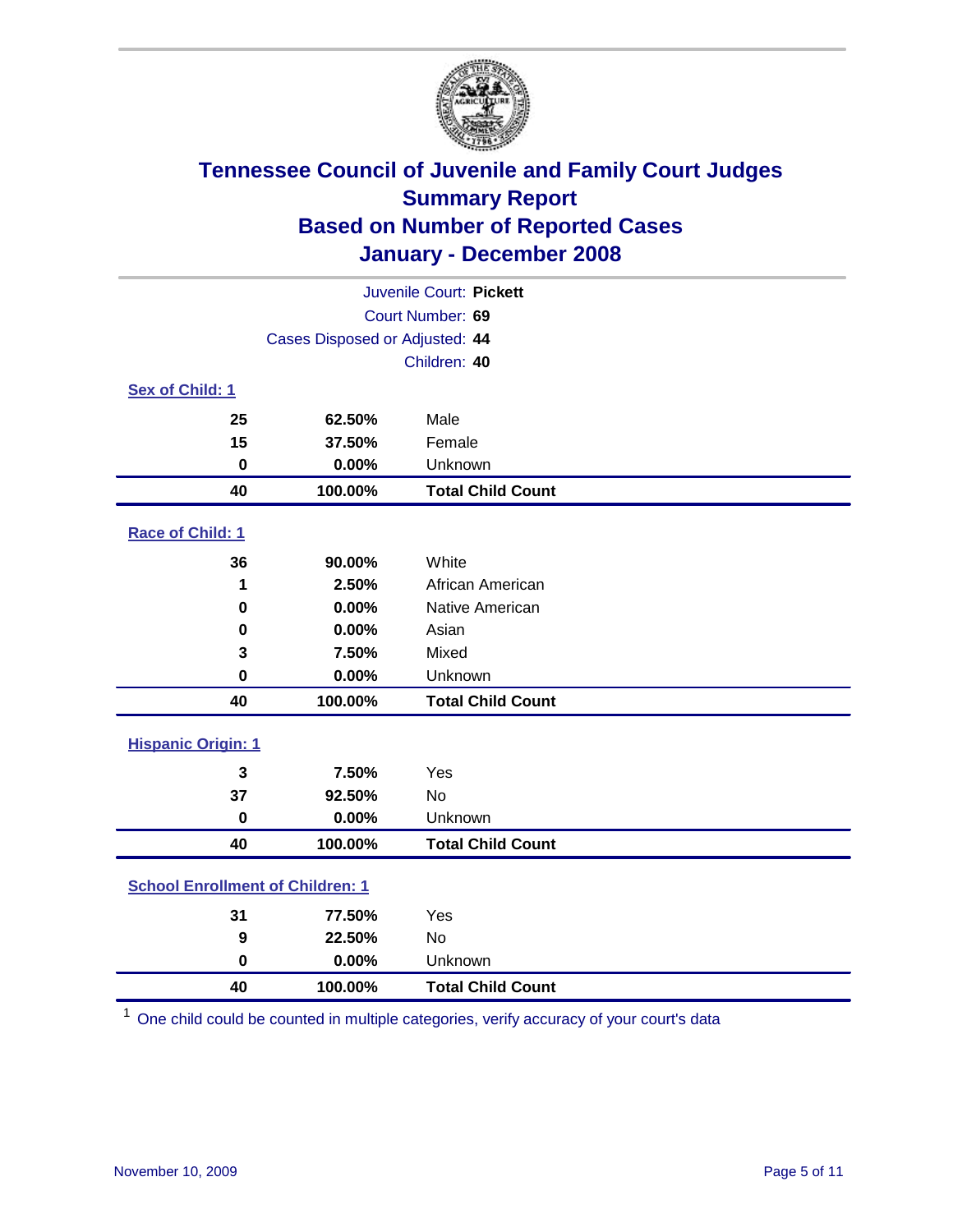# Tennessee Council of Juvenile and Family Court Judges
## Summary Report
## Based on Number of Reported Cases
## January - December 2008

Juvenile Court: **Pickett**
Court Number: **69**
Cases Disposed or Adjusted: **44**
Children: **40**

### Sex of Child: 1

| | | |
|---|---|---|
| 25 | 62.50% | Male |
| 15 | 37.50% | Female |
| 0 | 0.00% | Unknown |
| **40** | **100.00%** | **Total Child Count** |

### Race of Child: 1

| | | |
|---|---|---|
| 36 | 90.00% | White |
| 1 | 2.50% | African American |
| 0 | 0.00% | Native American |
| 0 | 0.00% | Asian |
| 3 | 7.50% | Mixed |
| 0 | 0.00% | Unknown |
| **40** | **100.00%** | **Total Child Count** |

### Hispanic Origin: 1

| | | |
|---|---|---|
| 3 | 7.50% | Yes |
| 37 | 92.50% | No |
| 0 | 0.00% | Unknown |
| **40** | **100.00%** | **Total Child Count** |

### School Enrollment of Children: 1

| | | |
|---|---|---|
| 31 | 77.50% | Yes |
| 9 | 22.50% | No |
| 0 | 0.00% | Unknown |
| **40** | **100.00%** | **Total Child Count** |

[1] One child could be counted in multiple categories, verify accuracy of your court's data

November 10, 2009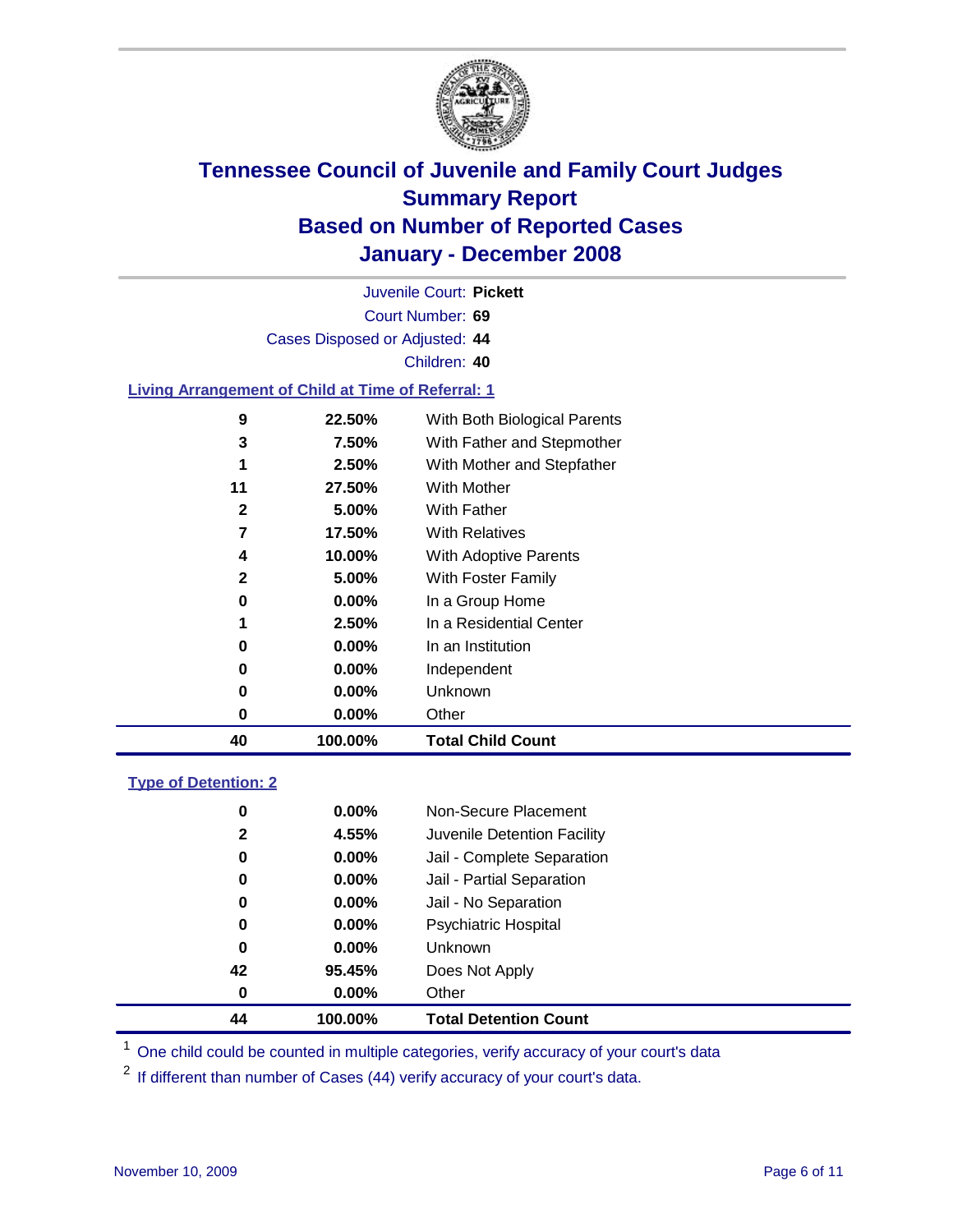# Tennessee Council of Juvenile and Family Court Judges
## Summary Report
## Based on Number of Reported Cases
## January - December 2008

Juvenile Court: **Pickett**

Court Number: **69**

Cases Disposed or Adjusted: **44**

Children: **40**

### Living Arrangement of Child at Time of Referral: 1

| Count | Percent | Category |
|---|---|---|
| 9 | 22.50% | With Both Biological Parents |
| 3 | 7.50% | With Father and Stepmother |
| 1 | 2.50% | With Mother and Stepfather |
| 11 | 27.50% | With Mother |
| 2 | 5.00% | With Father |
| 7 | 17.50% | With Relatives |
| 4 | 10.00% | With Adoptive Parents |
| 2 | 5.00% | With Foster Family |
| 0 | 0.00% | In a Group Home |
| 1 | 2.50% | In a Residential Center |
| 0 | 0.00% | In an Institution |
| 0 | 0.00% | Independent |
| 0 | 0.00% | Unknown |
| 0 | 0.00% | Other |
| **40** | **100.00%** | **Total Child Count** |

### Type of Detention: 2

| Count | Percent | Category |
|---|---|---|
| 0 | 0.00% | Non-Secure Placement |
| 2 | 4.55% | Juvenile Detention Facility |
| 0 | 0.00% | Jail - Complete Separation |
| 0 | 0.00% | Jail - Partial Separation |
| 0 | 0.00% | Jail - No Separation |
| 0 | 0.00% | Psychiatric Hospital |
| 0 | 0.00% | Unknown |
| 42 | 95.45% | Does Not Apply |
| 0 | 0.00% | Other |
| **44** | **100.00%** | **Total Detention Count** |

[1] One child could be counted in multiple categories, verify accuracy of your court's data

[2] If different than number of Cases (44) verify accuracy of your court's data.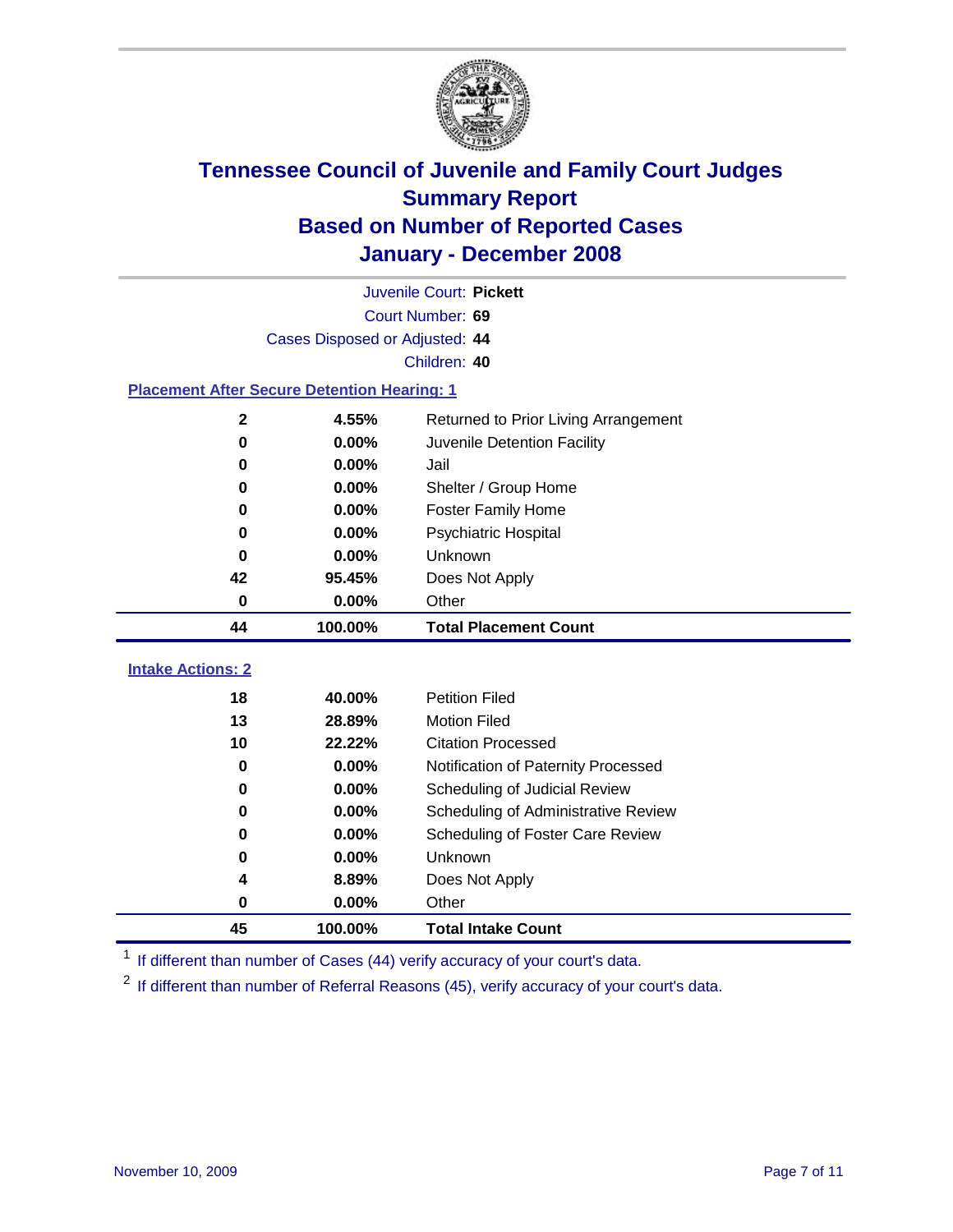# Tennessee Council of Juvenile and Family Court Judges
## Summary Report
## Based on Number of Reported Cases
## January - December 2008

Juvenile Court: **Pickett**

Court Number: **69**

Cases Disposed or Adjusted: **44**

Children: **40**

### Placement After Secure Detention Hearing: 1

| Count | Percent | Placement |
|---|---|---|
| 2 | 4.55% | Returned to Prior Living Arrangement |
| 0 | 0.00% | Juvenile Detention Facility |
| 0 | 0.00% | Jail |
| 0 | 0.00% | Shelter / Group Home |
| 0 | 0.00% | Foster Family Home |
| 0 | 0.00% | Psychiatric Hospital |
| 0 | 0.00% | Unknown |
| 42 | 95.45% | Does Not Apply |
| 0 | 0.00% | Other |
| **44** | **100.00%** | **Total Placement Count** |

### Intake Actions: 2

| Count | Percent | Intake Action |
|---|---|---|
| 18 | 40.00% | Petition Filed |
| 13 | 28.89% | Motion Filed |
| 10 | 22.22% | Citation Processed |
| 0 | 0.00% | Notification of Paternity Processed |
| 0 | 0.00% | Scheduling of Judicial Review |
| 0 | 0.00% | Scheduling of Administrative Review |
| 0 | 0.00% | Scheduling of Foster Care Review |
| 0 | 0.00% | Unknown |
| 4 | 8.89% | Does Not Apply |
| 0 | 0.00% | Other |
| **45** | **100.00%** | **Total Intake Count** |

[1] If different than number of Cases (44) verify accuracy of your court's data.

[2] If different than number of Referral Reasons (45), verify accuracy of your court's data.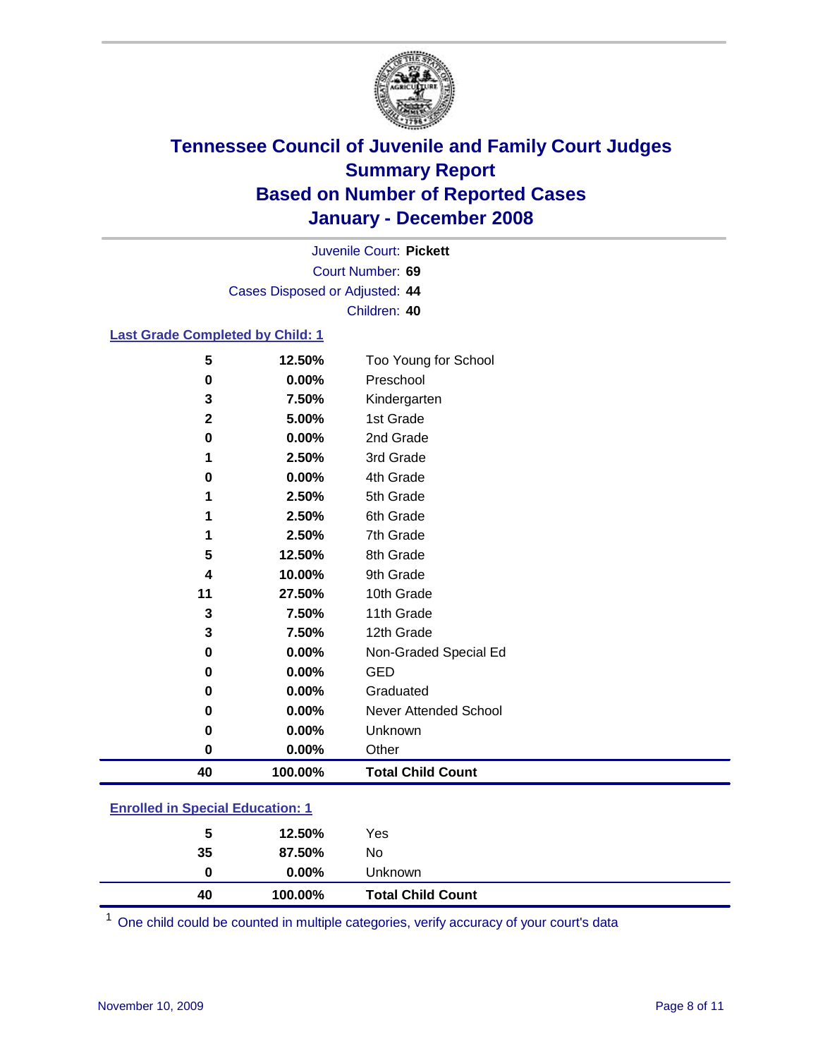# Tennessee Council of Juvenile and Family Court Judges
## Summary Report
## Based on Number of Reported Cases
## January - December 2008

Juvenile Court: **Pickett**
Court Number: **69**
Cases Disposed or Adjusted: **44**
Children: **40**

### Last Grade Completed by Child: 1

| | | |
|---|---|---|
| 5 | 12.50% | Too Young for School |
| 0 | 0.00% | Preschool |
| 3 | 7.50% | Kindergarten |
| 2 | 5.00% | 1st Grade |
| 0 | 0.00% | 2nd Grade |
| 1 | 2.50% | 3rd Grade |
| 0 | 0.00% | 4th Grade |
| 1 | 2.50% | 5th Grade |
| 1 | 2.50% | 6th Grade |
| 1 | 2.50% | 7th Grade |
| 5 | 12.50% | 8th Grade |
| 4 | 10.00% | 9th Grade |
| 11 | 27.50% | 10th Grade |
| 3 | 7.50% | 11th Grade |
| 3 | 7.50% | 12th Grade |
| 0 | 0.00% | Non-Graded Special Ed |
| 0 | 0.00% | GED |
| 0 | 0.00% | Graduated |
| 0 | 0.00% | Never Attended School |
| 0 | 0.00% | Unknown |
| 0 | 0.00% | Other |
| **40** | **100.00%** | **Total Child Count** |

### Enrolled in Special Education: 1

| | | |
|---|---|---|
| 5 | 12.50% | Yes |
| 35 | 87.50% | No |
| 0 | 0.00% | Unknown |
| **40** | **100.00%** | **Total Child Count** |

[1] One child could be counted in multiple categories, verify accuracy of your court's data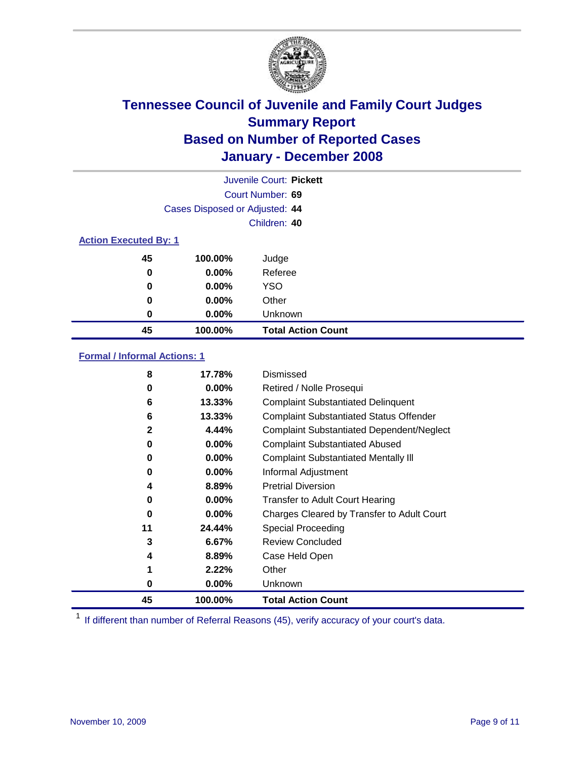# Tennessee Council of Juvenile and Family Court Judges
## Summary Report
## Based on Number of Reported Cases
## January - December 2008

Juvenile Court: **Pickett**
Court Number: **69**
Cases Disposed or Adjusted: **44**
Children: **40**

### Action Executed By: 1

| | | |
|---|---|---|
| **45** | **100.00%** | Judge |
| **0** | **0.00%** | Referee |
| **0** | **0.00%** | YSO |
| **0** | **0.00%** | Other |
| **0** | **0.00%** | Unknown |
| **45** | **100.00%** | **Total Action Count** |

### Formal / Informal Actions: 1

| | | |
|---|---|---|
| **8** | **17.78%** | Dismissed |
| **0** | **0.00%** | Retired / Nolle Prosequi |
| **6** | **13.33%** | Complaint Substantiated Delinquent |
| **6** | **13.33%** | Complaint Substantiated Status Offender |
| **2** | **4.44%** | Complaint Substantiated Dependent/Neglect |
| **0** | **0.00%** | Complaint Substantiated Abused |
| **0** | **0.00%** | Complaint Substantiated Mentally Ill |
| **0** | **0.00%** | Informal Adjustment |
| **4** | **8.89%** | Pretrial Diversion |
| **0** | **0.00%** | Transfer to Adult Court Hearing |
| **0** | **0.00%** | Charges Cleared by Transfer to Adult Court |
| **11** | **24.44%** | Special Proceeding |
| **3** | **6.67%** | Review Concluded |
| **4** | **8.89%** | Case Held Open |
| **1** | **2.22%** | Other |
| **0** | **0.00%** | Unknown |
| **45** | **100.00%** | **Total Action Count** |

[1] If different than number of Referral Reasons (45), verify accuracy of your court's data.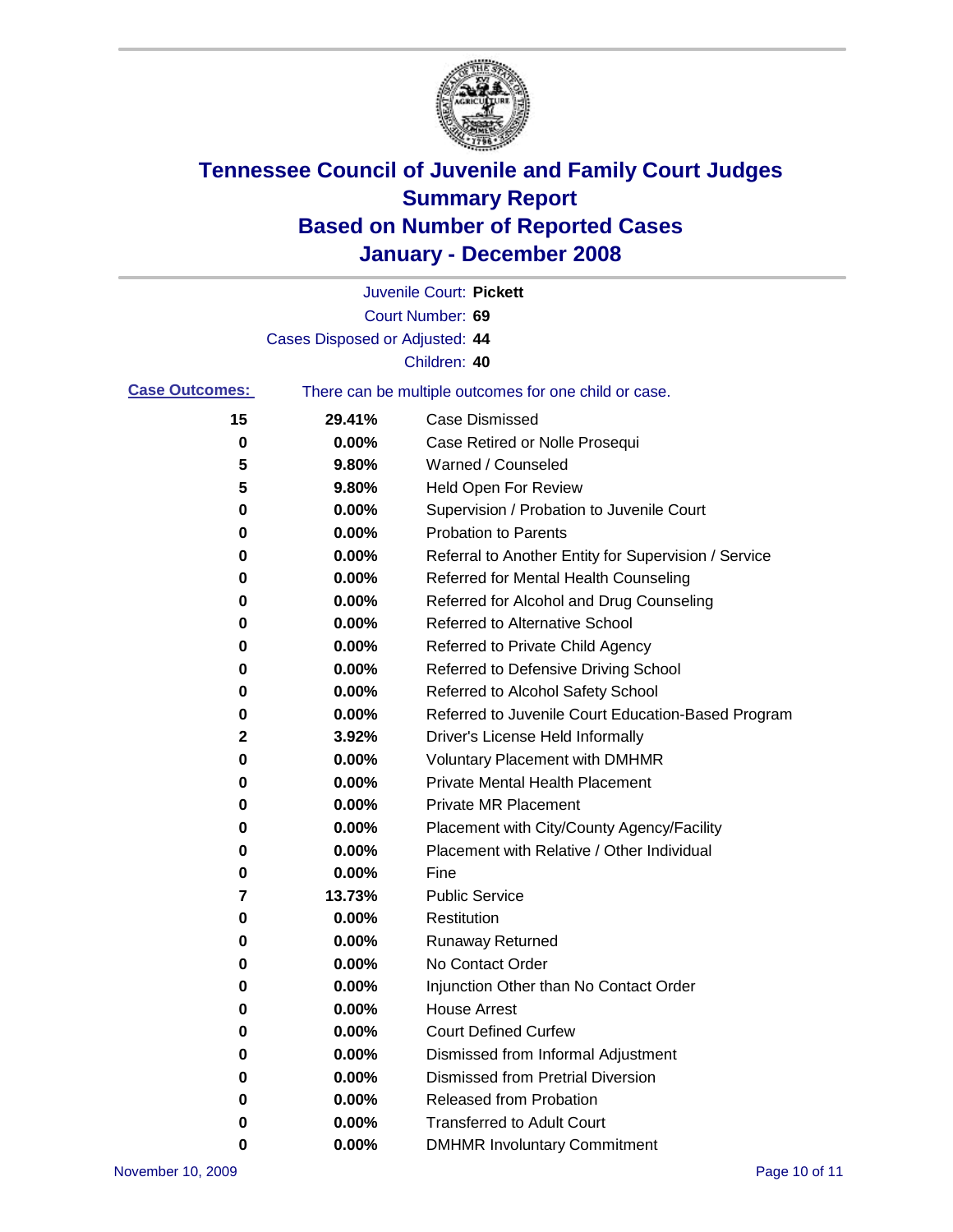# Tennessee Council of Juvenile and Family Court Judges
## Summary Report
## Based on Number of Reported Cases
## January - December 2008

Juvenile Court: **Pickett**

Court Number: **69**

Cases Disposed or Adjusted: **44**

Children: **40**

**Case Outcomes:** There can be multiple outcomes for one child or case.

| Count | Percent | Outcome |
|---|---|---|
| 15 | 29.41% | Case Dismissed |
| 0 | 0.00% | Case Retired or Nolle Prosequi |
| 5 | 9.80% | Warned / Counseled |
| 5 | 9.80% | Held Open For Review |
| 0 | 0.00% | Supervision / Probation to Juvenile Court |
| 0 | 0.00% | Probation to Parents |
| 0 | 0.00% | Referral to Another Entity for Supervision / Service |
| 0 | 0.00% | Referred for Mental Health Counseling |
| 0 | 0.00% | Referred for Alcohol and Drug Counseling |
| 0 | 0.00% | Referred to Alternative School |
| 0 | 0.00% | Referred to Private Child Agency |
| 0 | 0.00% | Referred to Defensive Driving School |
| 0 | 0.00% | Referred to Alcohol Safety School |
| 0 | 0.00% | Referred to Juvenile Court Education-Based Program |
| 2 | 3.92% | Driver's License Held Informally |
| 0 | 0.00% | Voluntary Placement with DMHMR |
| 0 | 0.00% | Private Mental Health Placement |
| 0 | 0.00% | Private MR Placement |
| 0 | 0.00% | Placement with City/County Agency/Facility |
| 0 | 0.00% | Placement with Relative / Other Individual |
| 0 | 0.00% | Fine |
| 7 | 13.73% | Public Service |
| 0 | 0.00% | Restitution |
| 0 | 0.00% | Runaway Returned |
| 0 | 0.00% | No Contact Order |
| 0 | 0.00% | Injunction Other than No Contact Order |
| 0 | 0.00% | House Arrest |
| 0 | 0.00% | Court Defined Curfew |
| 0 | 0.00% | Dismissed from Informal Adjustment |
| 0 | 0.00% | Dismissed from Pretrial Diversion |
| 0 | 0.00% | Released from Probation |
| 0 | 0.00% | Transferred to Adult Court |
| 0 | 0.00% | DMHMR Involuntary Commitment |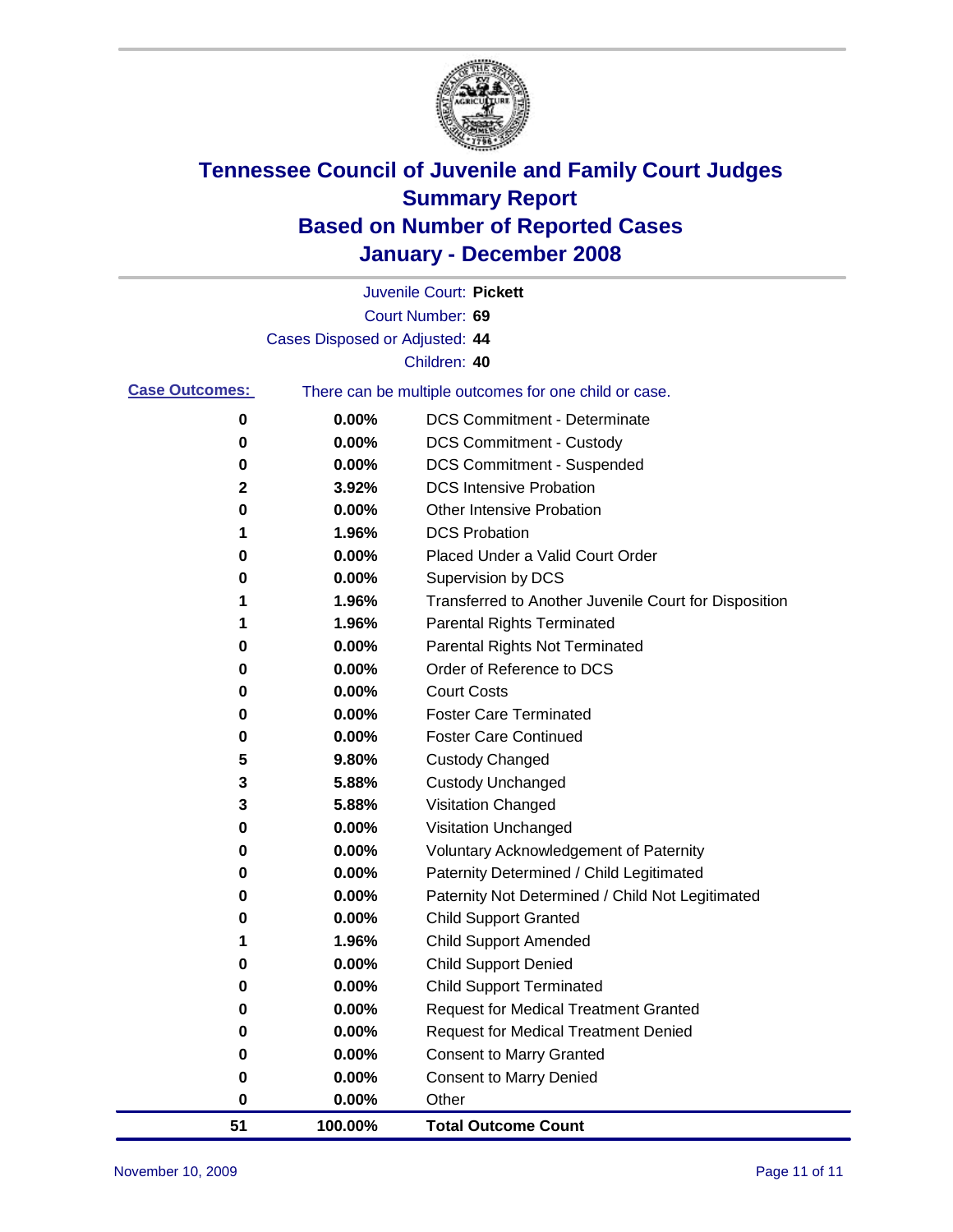# Tennessee Council of Juvenile and Family Court Judges
## Summary Report
## Based on Number of Reported Cases
## January - December 2008

Juvenile Court: **Pickett**

Court Number: **69**

Cases Disposed or Adjusted: **44**

Children: **40**

**Case Outcomes:** There can be multiple outcomes for one child or case.

| | | |
|---|---|---|
| 0 | 0.00% | DCS Commitment - Determinate |
| 0 | 0.00% | DCS Commitment - Custody |
| 0 | 0.00% | DCS Commitment - Suspended |
| 2 | 3.92% | DCS Intensive Probation |
| 0 | 0.00% | Other Intensive Probation |
| 1 | 1.96% | DCS Probation |
| 0 | 0.00% | Placed Under a Valid Court Order |
| 0 | 0.00% | Supervision by DCS |
| 1 | 1.96% | Transferred to Another Juvenile Court for Disposition |
| 1 | 1.96% | Parental Rights Terminated |
| 0 | 0.00% | Parental Rights Not Terminated |
| 0 | 0.00% | Order of Reference to DCS |
| 0 | 0.00% | Court Costs |
| 0 | 0.00% | Foster Care Terminated |
| 0 | 0.00% | Foster Care Continued |
| 5 | 9.80% | Custody Changed |
| 3 | 5.88% | Custody Unchanged |
| 3 | 5.88% | Visitation Changed |
| 0 | 0.00% | Visitation Unchanged |
| 0 | 0.00% | Voluntary Acknowledgement of Paternity |
| 0 | 0.00% | Paternity Determined / Child Legitimated |
| 0 | 0.00% | Paternity Not Determined / Child Not Legitimated |
| 0 | 0.00% | Child Support Granted |
| 1 | 1.96% | Child Support Amended |
| 0 | 0.00% | Child Support Denied |
| 0 | 0.00% | Child Support Terminated |
| 0 | 0.00% | Request for Medical Treatment Granted |
| 0 | 0.00% | Request for Medical Treatment Denied |
| 0 | 0.00% | Consent to Marry Granted |
| 0 | 0.00% | Consent to Marry Denied |
| 0 | 0.00% | Other |
| **51** | **100.00%** | **Total Outcome Count** |

November 10, 2009